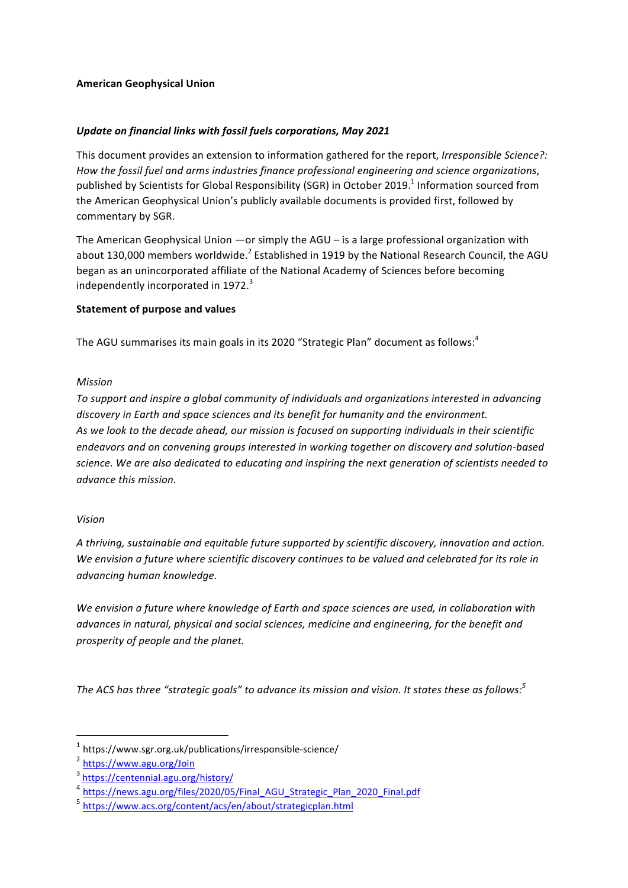**American Geophysical Union**

***Update on financial links with fossil fuels corporations, May 2021***

This document provides an extension to information gathered for the report, *Irresponsible Science?: How the fossil fuel and arms industries finance professional engineering and science organizations*, published by Scientists for Global Responsibility (SGR) in October 2019.[1] Information sourced from the American Geophysical Union's publicly available documents is provided first, followed by commentary by SGR.

The American Geophysical Union —or simply the AGU – is a large professional organization with about 130,000 members worldwide.[2] Established in 1919 by the National Research Council, the AGU began as an unincorporated affiliate of the National Academy of Sciences before becoming independently incorporated in 1972.[3]

**Statement of purpose and values**

The AGU summarises its main goals in its 2020 "Strategic Plan" document as follows:[4]

*Mission*

*To support and inspire a global community of individuals and organizations interested in advancing discovery in Earth and space sciences and its benefit for humanity and the environment.*
*As we look to the decade ahead, our mission is focused on supporting individuals in their scientific endeavors and on convening groups interested in working together on discovery and solution-based science. We are also dedicated to educating and inspiring the next generation of scientists needed to advance this mission.*

*Vision*

*A thriving, sustainable and equitable future supported by scientific discovery, innovation and action. We envision a future where scientific discovery continues to be valued and celebrated for its role in advancing human knowledge.*

*We envision a future where knowledge of Earth and space sciences are used, in collaboration with advances in natural, physical and social sciences, medicine and engineering, for the benefit and prosperity of people and the planet.*

*The ACS has three "strategic goals" to advance its mission and vision. It states these as follows:*[5]

---

[1] https://www.sgr.org.uk/publications/irresponsible-science/

[2] https://www.agu.org/Join

[3] https://centennial.agu.org/history/

[4] https://news.agu.org/files/2020/05/Final_AGU_Strategic_Plan_2020_Final.pdf

[5] https://www.acs.org/content/acs/en/about/strategicplan.html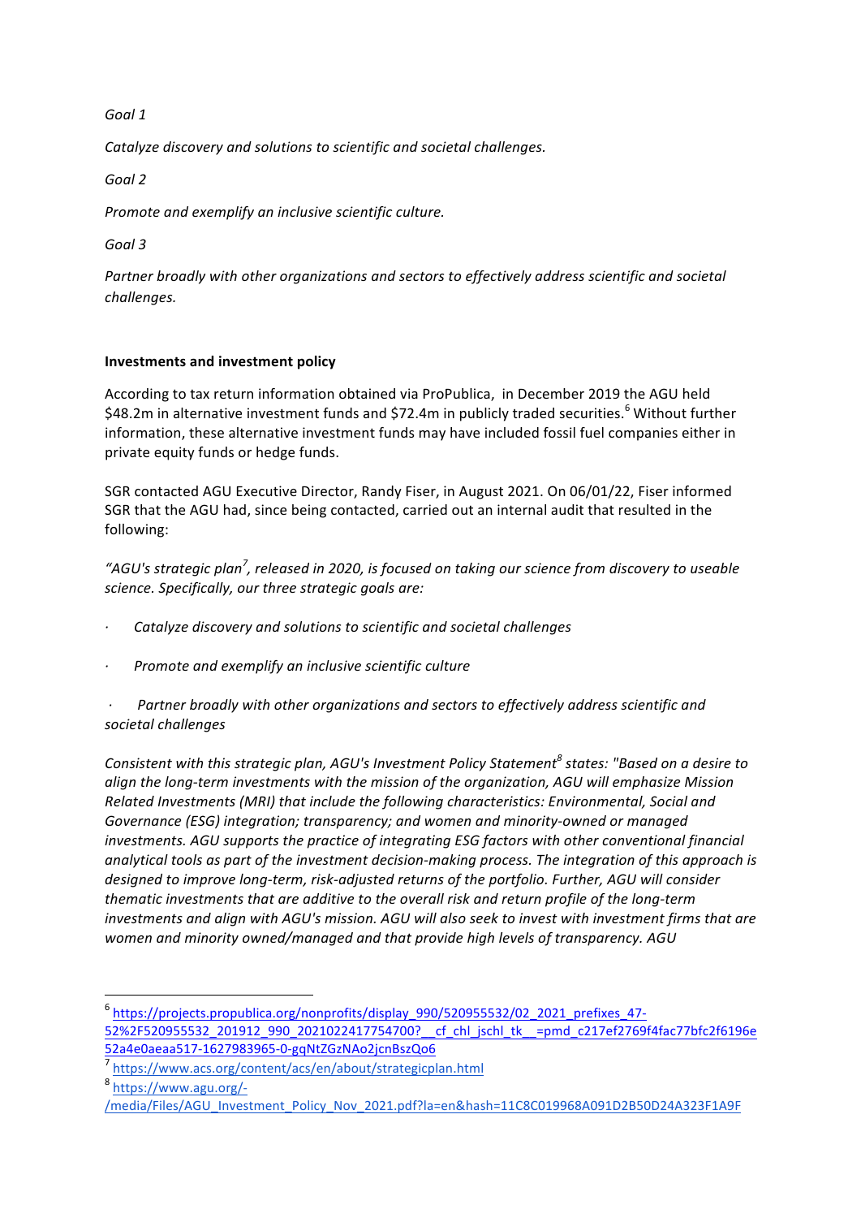*Goal 1*

*Catalyze discovery and solutions to scientific and societal challenges.*

*Goal 2*

*Promote and exemplify an inclusive scientific culture.*

*Goal 3*

*Partner broadly with other organizations and sectors to effectively address scientific and societal challenges.*

**Investments and investment policy**

According to tax return information obtained via ProPublica, in December 2019 the AGU held \$48.2m in alternative investment funds and \$72.4m in publicly traded securities.[6] Without further information, these alternative investment funds may have included fossil fuel companies either in private equity funds or hedge funds.

SGR contacted AGU Executive Director, Randy Fiser, in August 2021. On 06/01/22, Fiser informed SGR that the AGU had, since being contacted, carried out an internal audit that resulted in the following:

*"AGU's strategic plan[7], released in 2020, is focused on taking our science from discovery to useable science. Specifically, our three strategic goals are:*

- *Catalyze discovery and solutions to scientific and societal challenges*
- *Promote and exemplify an inclusive scientific culture*
- *Partner broadly with other organizations and sectors to effectively address scientific and societal challenges*

*Consistent with this strategic plan, AGU's Investment Policy Statement[8] states: "Based on a desire to align the long-term investments with the mission of the organization, AGU will emphasize Mission Related Investments (MRI) that include the following characteristics: Environmental, Social and Governance (ESG) integration; transparency; and women and minority-owned or managed investments. AGU supports the practice of integrating ESG factors with other conventional financial analytical tools as part of the investment decision-making process. The integration of this approach is designed to improve long-term, risk-adjusted returns of the portfolio. Further, AGU will consider thematic investments that are additive to the overall risk and return profile of the long-term investments and align with AGU's mission. AGU will also seek to invest with investment firms that are women and minority owned/managed and that provide high levels of transparency. AGU*

---

[6] https://projects.propublica.org/nonprofits/display_990/520955532/02_2021_prefixes_47-52%2F520955532_201912_990_2021022417754700?__cf_chl_jschl_tk__=pmd_c217ef2769f4fac77bfc2f6196e52a4e0aeaa517-1627983965-0-gqNtZGzNAo2jcnBszQo6

[7] https://www.acs.org/content/acs/en/about/strategicplan.html

[8] https://www.agu.org/-/media/Files/AGU_Investment_Policy_Nov_2021.pdf?la=en&hash=11C8C019968A091D2B50D24A323F1A9F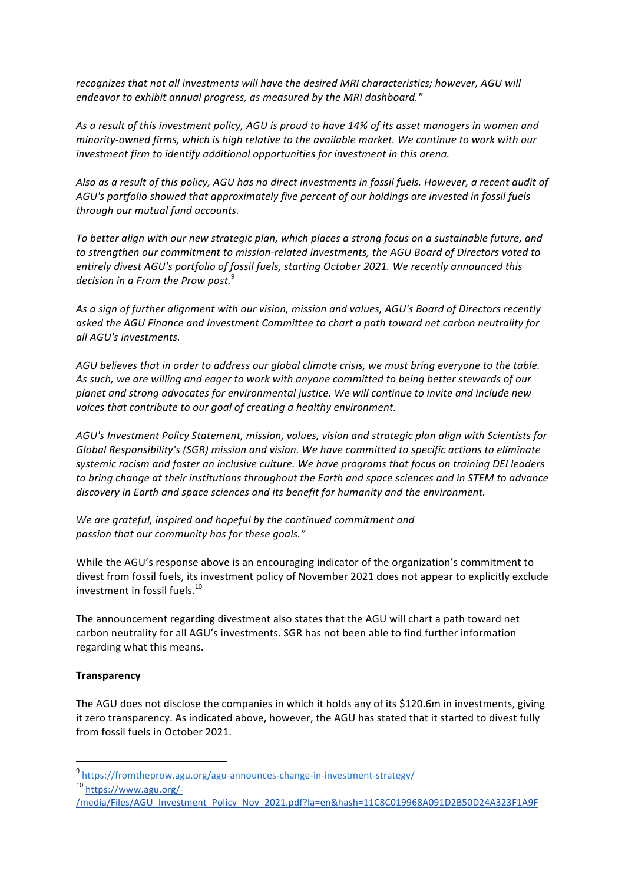*recognizes that not all investments will have the desired MRI characteristics; however, AGU will endeavor to exhibit annual progress, as measured by the MRI dashboard."*

*As a result of this investment policy, AGU is proud to have 14% of its asset managers in women and minority-owned firms, which is high relative to the available market. We continue to work with our investment firm to identify additional opportunities for investment in this arena.*

*Also as a result of this policy, AGU has no direct investments in fossil fuels. However, a recent audit of AGU's portfolio showed that approximately five percent of our holdings are invested in fossil fuels through our mutual fund accounts.*

*To better align with our new strategic plan, which places a strong focus on a sustainable future, and to strengthen our commitment to mission-related investments, the AGU Board of Directors voted to entirely divest AGU's portfolio of fossil fuels, starting October 2021. We recently announced this decision in a From the Prow post.*[9]

*As a sign of further alignment with our vision, mission and values, AGU's Board of Directors recently asked the AGU Finance and Investment Committee to chart a path toward net carbon neutrality for all AGU's investments.*

*AGU believes that in order to address our global climate crisis, we must bring everyone to the table. As such, we are willing and eager to work with anyone committed to being better stewards of our planet and strong advocates for environmental justice. We will continue to invite and include new voices that contribute to our goal of creating a healthy environment.*

*AGU's Investment Policy Statement, mission, values, vision and strategic plan align with Scientists for Global Responsibility's (SGR) mission and vision. We have committed to specific actions to eliminate systemic racism and foster an inclusive culture. We have programs that focus on training DEI leaders to bring change at their institutions throughout the Earth and space sciences and in STEM to advance discovery in Earth and space sciences and its benefit for humanity and the environment.*

*We are grateful, inspired and hopeful by the continued commitment and passion that our community has for these goals."*

While the AGU's response above is an encouraging indicator of the organization's commitment to divest from fossil fuels, its investment policy of November 2021 does not appear to explicitly exclude investment in fossil fuels.[10]

The announcement regarding divestment also states that the AGU will chart a path toward net carbon neutrality for all AGU's investments. SGR has not been able to find further information regarding what this means.

**Transparency**

The AGU does not disclose the companies in which it holds any of its $120.6m in investments, giving it zero transparency. As indicated above, however, the AGU has stated that it started to divest fully from fossil fuels in October 2021.

---

[9] https://fromtheprow.agu.org/agu-announces-change-in-investment-strategy/

[10] https://www.agu.org/-/media/Files/AGU_Investment_Policy_Nov_2021.pdf?la=en&hash=11C8C019968A091D2B50D24A323F1A9F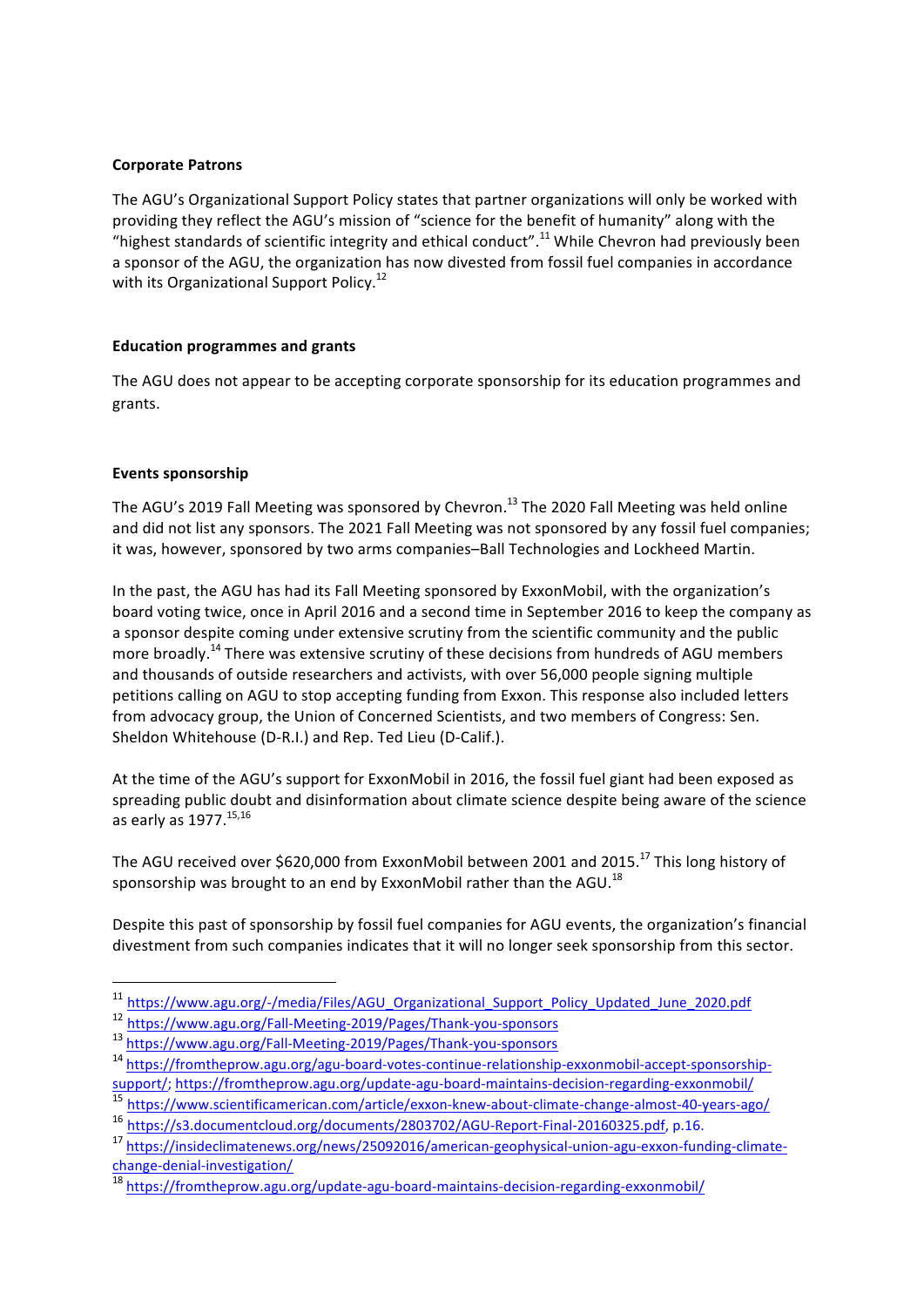**Corporate Patrons**

The AGU's Organizational Support Policy states that partner organizations will only be worked with providing they reflect the AGU's mission of "science for the benefit of humanity" along with the "highest standards of scientific integrity and ethical conduct".[11] While Chevron had previously been a sponsor of the AGU, the organization has now divested from fossil fuel companies in accordance with its Organizational Support Policy.[12]

**Education programmes and grants**

The AGU does not appear to be accepting corporate sponsorship for its education programmes and grants.

**Events sponsorship**

The AGU's 2019 Fall Meeting was sponsored by Chevron.[13] The 2020 Fall Meeting was held online and did not list any sponsors. The 2021 Fall Meeting was not sponsored by any fossil fuel companies; it was, however, sponsored by two arms companies–Ball Technologies and Lockheed Martin.

In the past, the AGU has had its Fall Meeting sponsored by ExxonMobil, with the organization's board voting twice, once in April 2016 and a second time in September 2016 to keep the company as a sponsor despite coming under extensive scrutiny from the scientific community and the public more broadly.[14] There was extensive scrutiny of these decisions from hundreds of AGU members and thousands of outside researchers and activists, with over 56,000 people signing multiple petitions calling on AGU to stop accepting funding from Exxon. This response also included letters from advocacy group, the Union of Concerned Scientists, and two members of Congress: Sen. Sheldon Whitehouse (D-R.I.) and Rep. Ted Lieu (D-Calif.).

At the time of the AGU's support for ExxonMobil in 2016, the fossil fuel giant had been exposed as spreading public doubt and disinformation about climate science despite being aware of the science as early as 1977.[15,16]

The AGU received over $620,000 from ExxonMobil between 2001 and 2015.[17] This long history of sponsorship was brought to an end by ExxonMobil rather than the AGU.[18]

Despite this past of sponsorship by fossil fuel companies for AGU events, the organization's financial divestment from such companies indicates that it will no longer seek sponsorship from this sector.

---

[11] https://www.agu.org/-/media/Files/AGU_Organizational_Support_Policy_Updated_June_2020.pdf

[12] https://www.agu.org/Fall-Meeting-2019/Pages/Thank-you-sponsors

[13] https://www.agu.org/Fall-Meeting-2019/Pages/Thank-you-sponsors

[14] https://fromtheprow.agu.org/agu-board-votes-continue-relationship-exxonmobil-accept-sponsorship-support/; https://fromtheprow.agu.org/update-agu-board-maintains-decision-regarding-exxonmobil/

[15] https://www.scientificamerican.com/article/exxon-knew-about-climate-change-almost-40-years-ago/

[16] https://s3.documentcloud.org/documents/2803702/AGU-Report-Final-20160325.pdf, p.16.

[17] https://insideclimatenews.org/news/25092016/american-geophysical-union-agu-exxon-funding-climate-change-denial-investigation/

[18] https://fromtheprow.agu.org/update-agu-board-maintains-decision-regarding-exxonmobil/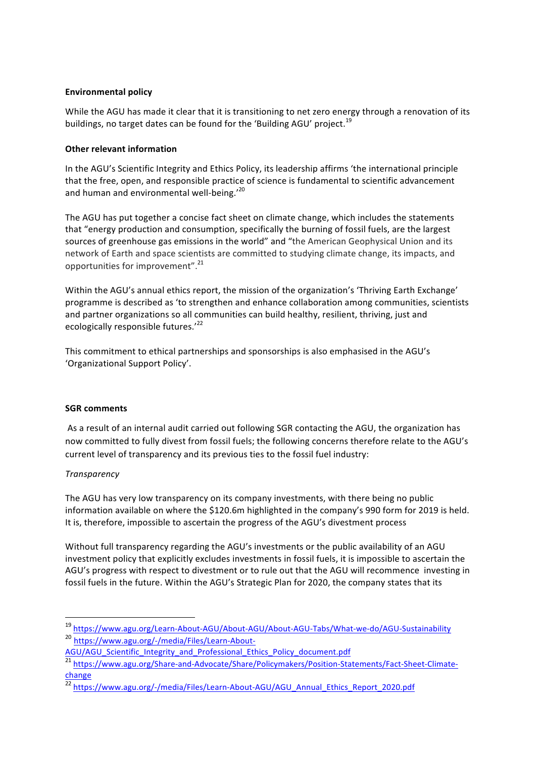**Environmental policy**

While the AGU has made it clear that it is transitioning to net zero energy through a renovation of its buildings, no target dates can be found for the 'Building AGU' project.[19]

**Other relevant information**

In the AGU's Scientific Integrity and Ethics Policy, its leadership affirms 'the international principle that the free, open, and responsible practice of science is fundamental to scientific advancement and human and environmental well-being.'[20]

The AGU has put together a concise fact sheet on climate change, which includes the statements that "energy production and consumption, specifically the burning of fossil fuels, are the largest sources of greenhouse gas emissions in the world" and "the American Geophysical Union and its network of Earth and space scientists are committed to studying climate change, its impacts, and opportunities for improvement".[21]

Within the AGU's annual ethics report, the mission of the organization's 'Thriving Earth Exchange' programme is described as 'to strengthen and enhance collaboration among communities, scientists and partner organizations so all communities can build healthy, resilient, thriving, just and ecologically responsible futures.'[22]

This commitment to ethical partnerships and sponsorships is also emphasised in the AGU's 'Organizational Support Policy'.

**SGR comments**

As a result of an internal audit carried out following SGR contacting the AGU, the organization has now committed to fully divest from fossil fuels; the following concerns therefore relate to the AGU's current level of transparency and its previous ties to the fossil fuel industry:

*Transparency*

The AGU has very low transparency on its company investments, with there being no public information available on where the $120.6m highlighted in the company's 990 form for 2019 is held. It is, therefore, impossible to ascertain the progress of the AGU's divestment process

Without full transparency regarding the AGU's investments or the public availability of an AGU investment policy that explicitly excludes investments in fossil fuels, it is impossible to ascertain the AGU's progress with respect to divestment or to rule out that the AGU will recommence investing in fossil fuels in the future. Within the AGU's Strategic Plan for 2020, the company states that its

---

[19] https://www.agu.org/Learn-About-AGU/About-AGU/About-AGU-Tabs/What-we-do/AGU-Sustainability

[20] https://www.agu.org/-/media/Files/Learn-About-AGU/AGU_Scientific_Integrity_and_Professional_Ethics_Policy_document.pdf

[21] https://www.agu.org/Share-and-Advocate/Share/Policymakers/Position-Statements/Fact-Sheet-Climate-change

[22] https://www.agu.org/-/media/Files/Learn-About-AGU/AGU_Annual_Ethics_Report_2020.pdf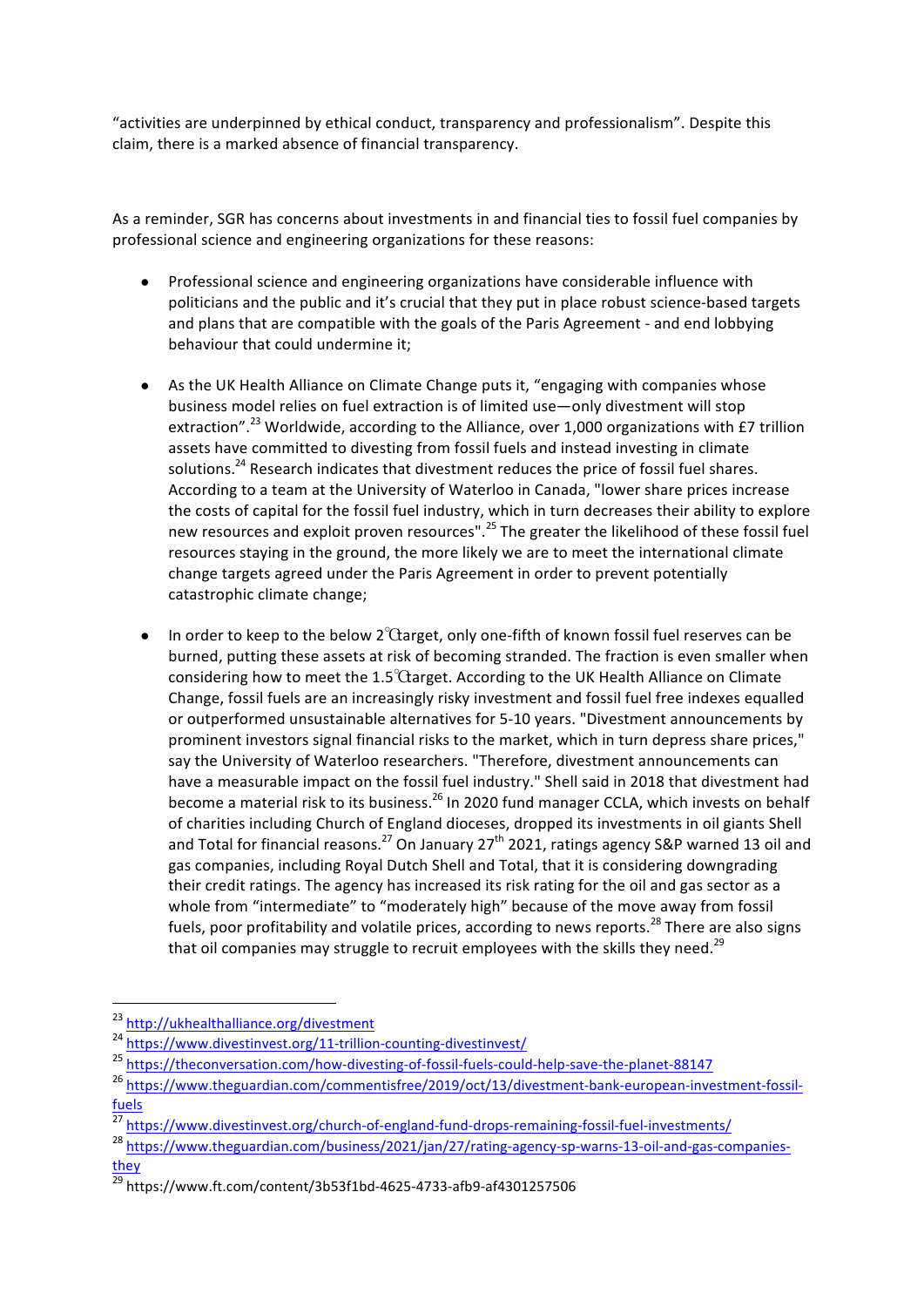"activities are underpinned by ethical conduct, transparency and professionalism". Despite this claim, there is a marked absence of financial transparency.

As a reminder, SGR has concerns about investments in and financial ties to fossil fuel companies by professional science and engineering organizations for these reasons:

- Professional science and engineering organizations have considerable influence with politicians and the public and it's crucial that they put in place robust science-based targets and plans that are compatible with the goals of the Paris Agreement - and end lobbying behaviour that could undermine it;

- As the UK Health Alliance on Climate Change puts it, "engaging with companies whose business model relies on fuel extraction is of limited use—only divestment will stop extraction".[23] Worldwide, according to the Alliance, over 1,000 organizations with £7 trillion assets have committed to divesting from fossil fuels and instead investing in climate solutions.[24] Research indicates that divestment reduces the price of fossil fuel shares. According to a team at the University of Waterloo in Canada, "lower share prices increase the costs of capital for the fossil fuel industry, which in turn decreases their ability to explore new resources and exploit proven resources".[25] The greater the likelihood of these fossil fuel resources staying in the ground, the more likely we are to meet the international climate change targets agreed under the Paris Agreement in order to prevent potentially catastrophic climate change;

- In order to keep to the below 2℃ target, only one-fifth of known fossil fuel reserves can be burned, putting these assets at risk of becoming stranded. The fraction is even smaller when considering how to meet the 1.5℃ target. According to the UK Health Alliance on Climate Change, fossil fuels are an increasingly risky investment and fossil fuel free indexes equalled or outperformed unsustainable alternatives for 5-10 years. "Divestment announcements by prominent investors signal financial risks to the market, which in turn depress share prices," say the University of Waterloo researchers. "Therefore, divestment announcements can have a measurable impact on the fossil fuel industry." Shell said in 2018 that divestment had become a material risk to its business.[26] In 2020 fund manager CCLA, which invests on behalf of charities including Church of England dioceses, dropped its investments in oil giants Shell and Total for financial reasons.[27] On January 27th 2021, ratings agency S&P warned 13 oil and gas companies, including Royal Dutch Shell and Total, that it is considering downgrading their credit ratings. The agency has increased its risk rating for the oil and gas sector as a whole from "intermediate" to "moderately high" because of the move away from fossil fuels, poor profitability and volatile prices, according to news reports.[28] There are also signs that oil companies may struggle to recruit employees with the skills they need.[29]

---

[23] http://ukhealthalliance.org/divestment

[24] https://www.divestinvest.org/11-trillion-counting-divestinvest/

[25] https://theconversation.com/how-divesting-of-fossil-fuels-could-help-save-the-planet-88147

[26] https://www.theguardian.com/commentisfree/2019/oct/13/divestment-bank-european-investment-fossil-fuels

[27] https://www.divestinvest.org/church-of-england-fund-drops-remaining-fossil-fuel-investments/

[28] https://www.theguardian.com/business/2021/jan/27/rating-agency-sp-warns-13-oil-and-gas-companies-they

[29] https://www.ft.com/content/3b53f1bd-4625-4733-afb9-af4301257506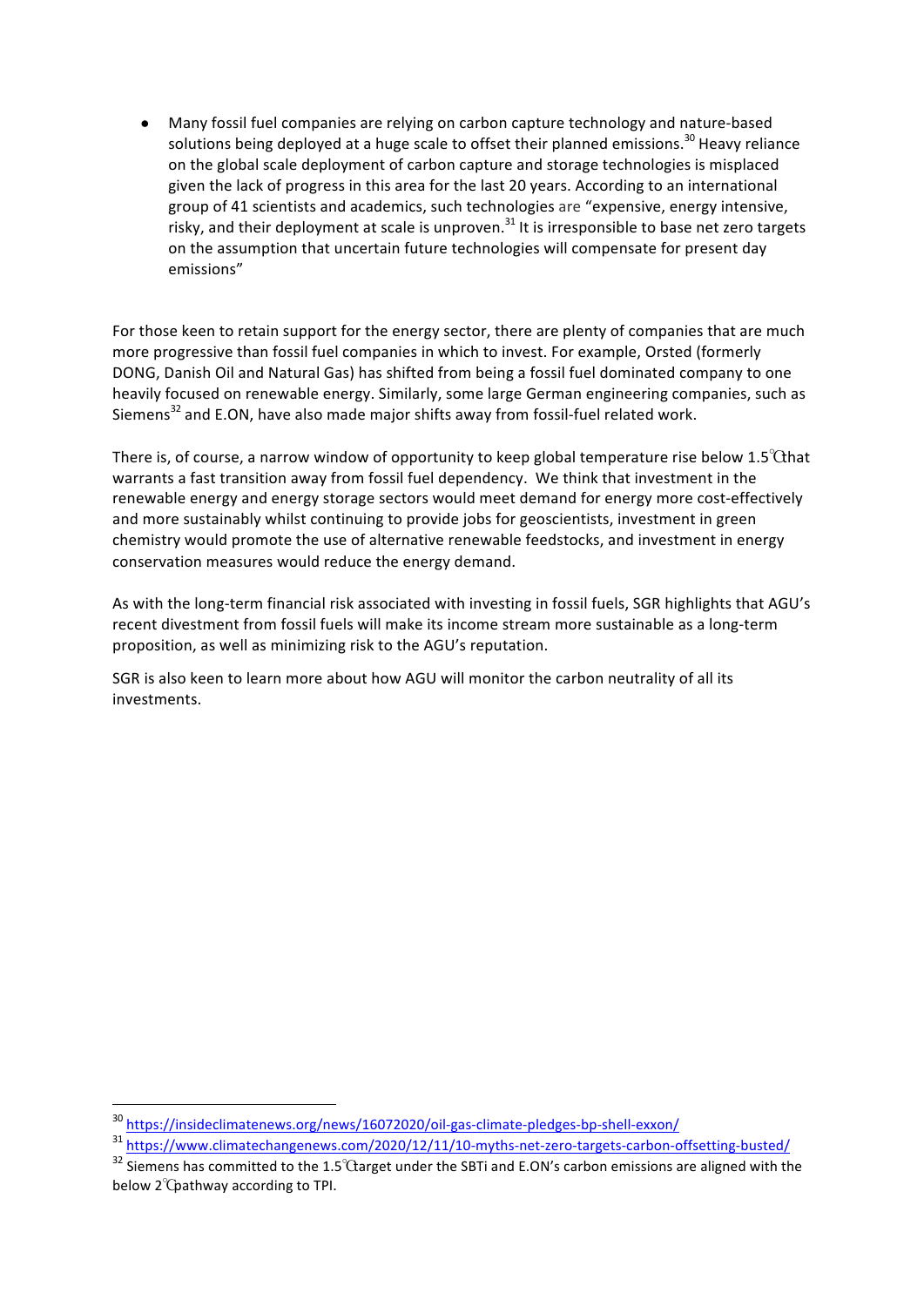- Many fossil fuel companies are relying on carbon capture technology and nature-based solutions being deployed at a huge scale to offset their planned emissions.[30] Heavy reliance on the global scale deployment of carbon capture and storage technologies is misplaced given the lack of progress in this area for the last 20 years. According to an international group of 41 scientists and academics, such technologies are "expensive, energy intensive, risky, and their deployment at scale is unproven.[31] It is irresponsible to base net zero targets on the assumption that uncertain future technologies will compensate for present day emissions"

For those keen to retain support for the energy sector, there are plenty of companies that are much more progressive than fossil fuel companies in which to invest. For example, Orsted (formerly DONG, Danish Oil and Natural Gas) has shifted from being a fossil fuel dominated company to one heavily focused on renewable energy. Similarly, some large German engineering companies, such as Siemens[32] and E.ON, have also made major shifts away from fossil-fuel related work.

There is, of course, a narrow window of opportunity to keep global temperature rise below 1.5℃ that warrants a fast transition away from fossil fuel dependency. We think that investment in the renewable energy and energy storage sectors would meet demand for energy more cost-effectively and more sustainably whilst continuing to provide jobs for geoscientists, investment in green chemistry would promote the use of alternative renewable feedstocks, and investment in energy conservation measures would reduce the energy demand.

As with the long-term financial risk associated with investing in fossil fuels, SGR highlights that AGU's recent divestment from fossil fuels will make its income stream more sustainable as a long-term proposition, as well as minimizing risk to the AGU's reputation.

SGR is also keen to learn more about how AGU will monitor the carbon neutrality of all its investments.

---

[30] https://insideclimatenews.org/news/16072020/oil-gas-climate-pledges-bp-shell-exxon/

[31] https://www.climatechangenews.com/2020/12/11/10-myths-net-zero-targets-carbon-offsetting-busted/

[32] Siemens has committed to the 1.5℃ target under the SBTi and E.ON's carbon emissions are aligned with the below 2℃ pathway according to TPI.